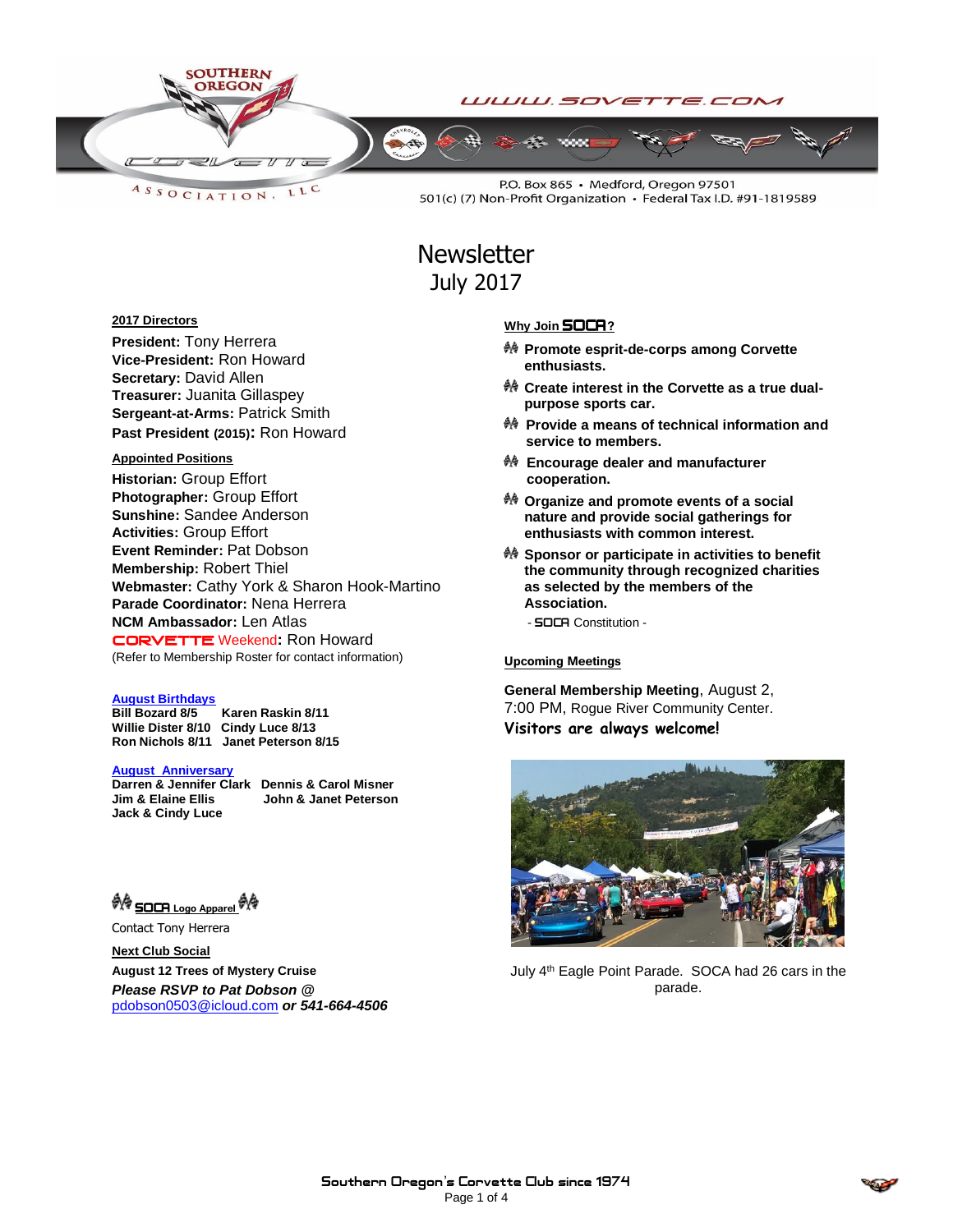SOUTHERN OREGON CORVETTE ASSOCIATION, LLC

WWW.SOVETTE.COM

P.O. Box 865 • Medford, Oregon 97501
501(c) (7) Non-Profit Organization • Federal Tax I.D. #91-1819589

# Newsletter
## July 2017

**2017 Directors**

**President:** Tony Herrera
**Vice-President:** Ron Howard
**Secretary:** David Allen
**Treasurer:** Juanita Gillaspey
**Sergeant-at-Arms:** Patrick Smith
**Past President (2015):** Ron Howard

**Appointed Positions**

**Historian:** Group Effort
**Photographer:** Group Effort
**Sunshine:** Sandee Anderson
**Activities:** Group Effort
**Event Reminder:** Pat Dobson
**Membership:** Robert Thiel
**Webmaster:** Cathy York & Sharon Hook-Martino
**Parade Coordinator:** Nena Herrera
**NCM Ambassador:** Len Atlas
CORVETTE Weekend**:** Ron Howard
(Refer to Membership Roster for contact information)

**August Birthdays**

**Bill Bozard 8/5** **Karen Raskin 8/11**
**Willie Dister 8/10** **Cindy Luce 8/13**
**Ron Nichols 8/11** **Janet Peterson 8/15**

**August Anniversary**

**Darren & Jennifer Clark** **Dennis & Carol Misner**
**Jim & Elaine Ellis** **John & Janet Peterson**
**Jack & Cindy Luce**

**SOCA Logo Apparel**

Contact Tony Herrera

**Next Club Social**

**August 12 Trees of Mystery Cruise**
***Please RSVP to Pat Dobson @*** pdobson0503@icloud.com ***or 541-664-4506***

**Why Join SOCA?**

- **Promote esprit-de-corps among Corvette enthusiasts.**
- **Create interest in the Corvette as a true dual-purpose sports car.**
- **Provide a means of technical information and service to members.**
- **Encourage dealer and manufacturer cooperation.**
- **Organize and promote events of a social nature and provide social gatherings for enthusiasts with common interest.**
- **Sponsor or participate in activities to benefit the community through recognized charities as selected by the members of the Association.**

\- SOCA Constitution -

**Upcoming Meetings**

**General Membership Meeting**, August 2, 7:00 PM, Rogue River Community Center.
**Visitors are always welcome!**

July 4th Eagle Point Parade. SOCA had 26 cars in the parade.

Southern Oregon's Corvette Club since 1974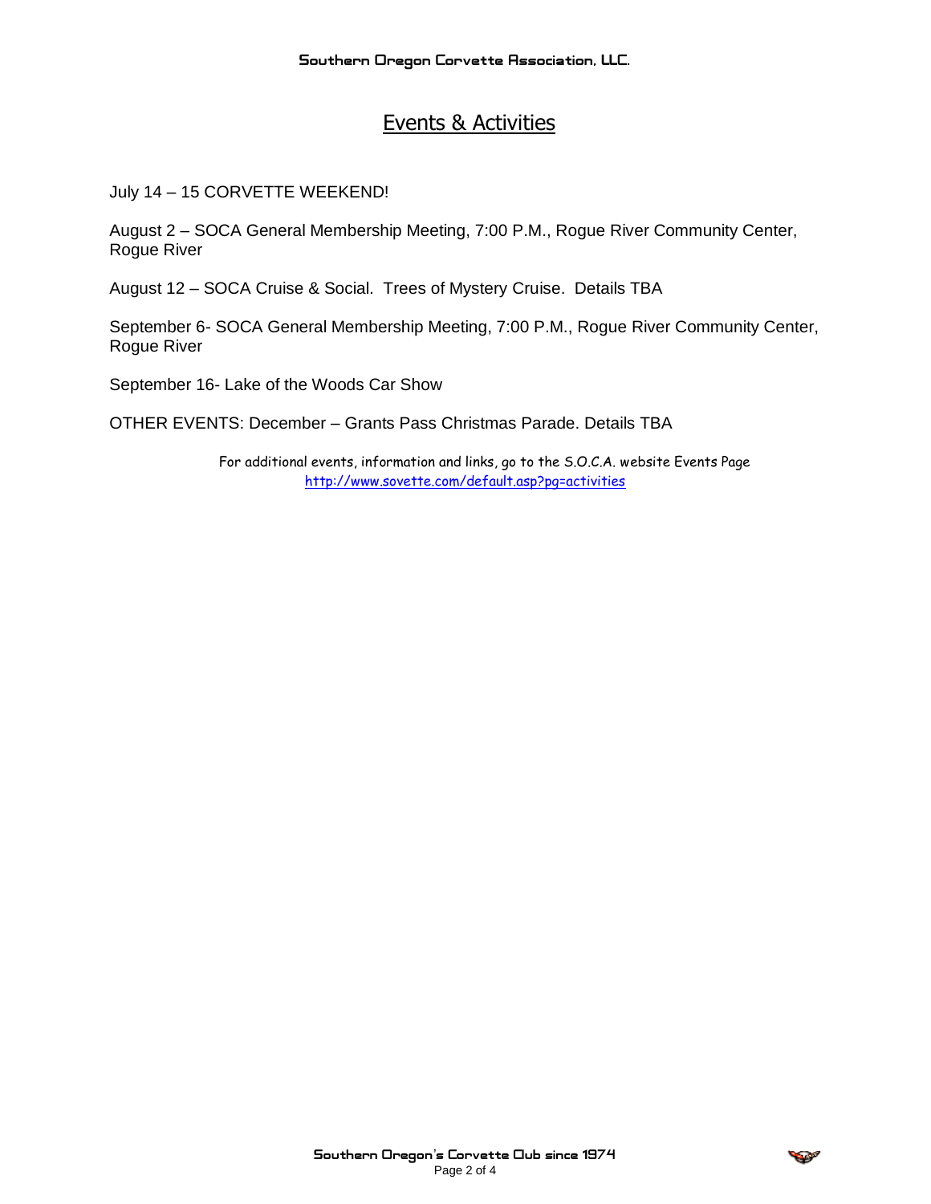# Events & Activities

July 14 – 15 CORVETTE WEEKEND!

August 2 – SOCA General Membership Meeting, 7:00 P.M., Rogue River Community Center, Rogue River

August 12 – SOCA Cruise & Social. Trees of Mystery Cruise. Details TBA

September 6- SOCA General Membership Meeting, 7:00 P.M., Rogue River Community Center, Rogue River

September 16- Lake of the Woods Car Show

OTHER EVENTS: December – Grants Pass Christmas Parade. Details TBA

For additional events, information and links, go to the S.O.C.A. website Events Page
http://www.sovette.com/default.asp?pg=activities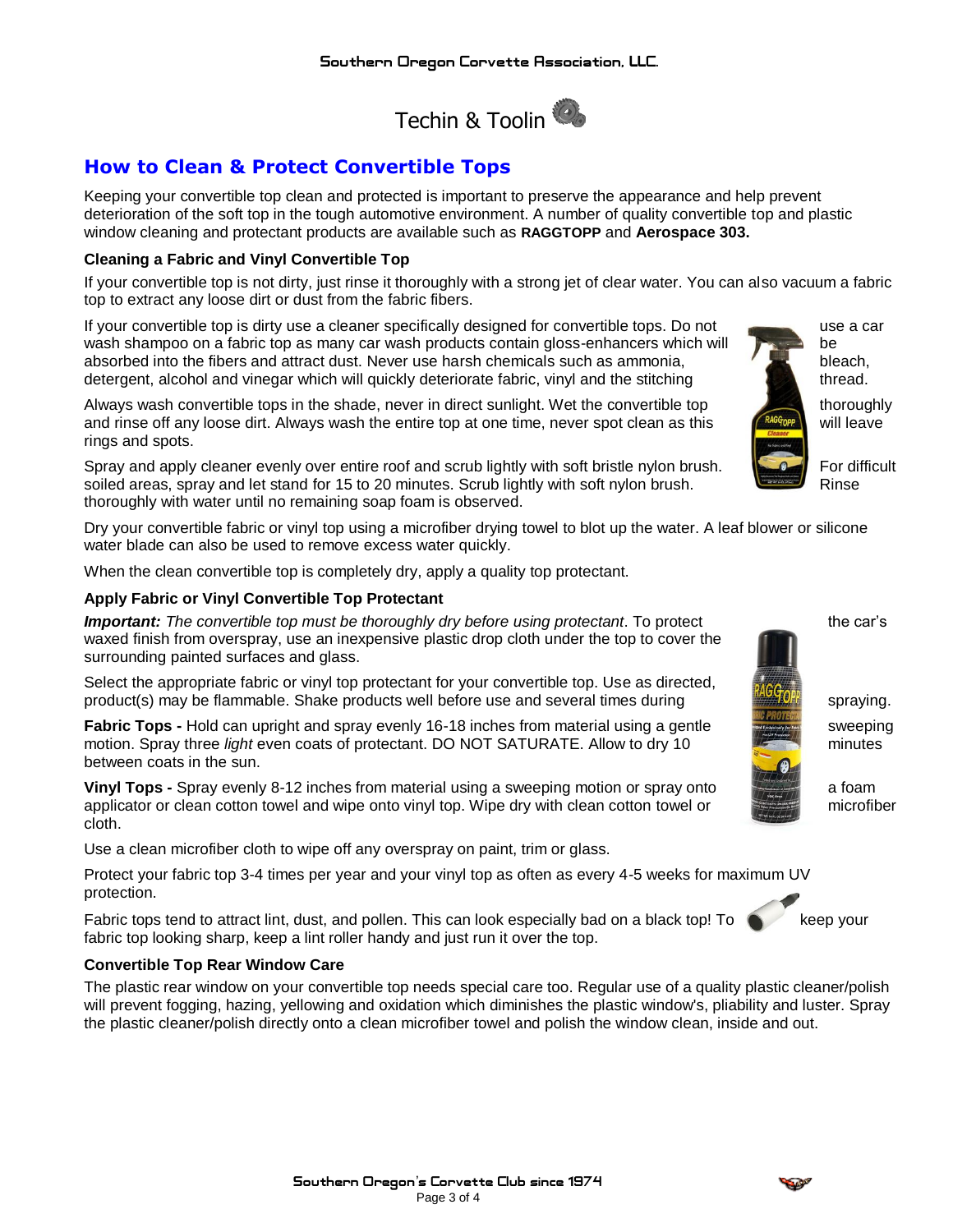# Techin & Toolin

## How to Clean & Protect Convertible Tops

Keeping your convertible top clean and protected is important to preserve the appearance and help prevent deterioration of the soft top in the tough automotive environment. A number of quality convertible top and plastic window cleaning and protectant products are available such as **RAGGTOPP** and **Aerospace 303.**

### Cleaning a Fabric and Vinyl Convertible Top

If your convertible top is not dirty, just rinse it thoroughly with a strong jet of clear water. You can also vacuum a fabric top to extract any loose dirt or dust from the fabric fibers.

If your convertible top is dirty use a cleaner specifically designed for convertible tops. Do not use a car wash shampoo on a fabric top as many car wash products contain gloss-enhancers which will be absorbed into the fibers and attract dust. Never use harsh chemicals such as ammonia, bleach, detergent, alcohol and vinegar which will quickly deteriorate fabric, vinyl and the stitching thread.

Always wash convertible tops in the shade, never in direct sunlight. Wet the convertible top thoroughly and rinse off any loose dirt. Always wash the entire top at one time, never spot clean as this will leave rings and spots.

Spray and apply cleaner evenly over entire roof and scrub lightly with soft bristle nylon brush. For difficult soiled areas, spray and let stand for 15 to 20 minutes. Scrub lightly with soft nylon brush. Rinse thoroughly with water until no remaining soap foam is observed.

Dry your convertible fabric or vinyl top using a microfiber drying towel to blot up the water. A leaf blower or silicone water blade can also be used to remove excess water quickly.

When the clean convertible top is completely dry, apply a quality top protectant.

### Apply Fabric or Vinyl Convertible Top Protectant

***Important:*** *The convertible top must be thoroughly dry before using protectant*. To protect the car's waxed finish from overspray, use an inexpensive plastic drop cloth under the top to cover the surrounding painted surfaces and glass.

Select the appropriate fabric or vinyl top protectant for your convertible top. Use as directed, product(s) may be flammable. Shake products well before use and several times during spraying.

**Fabric Tops -** Hold can upright and spray evenly 16-18 inches from material using a gentle sweeping motion. Spray three *light* even coats of protectant. DO NOT SATURATE. Allow to dry 10 minutes between coats in the sun.

**Vinyl Tops -** Spray evenly 8-12 inches from material using a sweeping motion or spray onto a foam applicator or clean cotton towel and wipe onto vinyl top. Wipe dry with clean cotton towel or microfiber cloth.

Use a clean microfiber cloth to wipe off any overspray on paint, trim or glass.

Protect your fabric top 3-4 times per year and your vinyl top as often as every 4-5 weeks for maximum UV protection.

Fabric tops tend to attract lint, dust, and pollen. This can look especially bad on a black top! To keep your fabric top looking sharp, keep a lint roller handy and just run it over the top.

### Convertible Top Rear Window Care

The plastic rear window on your convertible top needs special care too. Regular use of a quality plastic cleaner/polish will prevent fogging, hazing, yellowing and oxidation which diminishes the plastic window's, pliability and luster. Spray the plastic cleaner/polish directly onto a clean microfiber towel and polish the window clean, inside and out.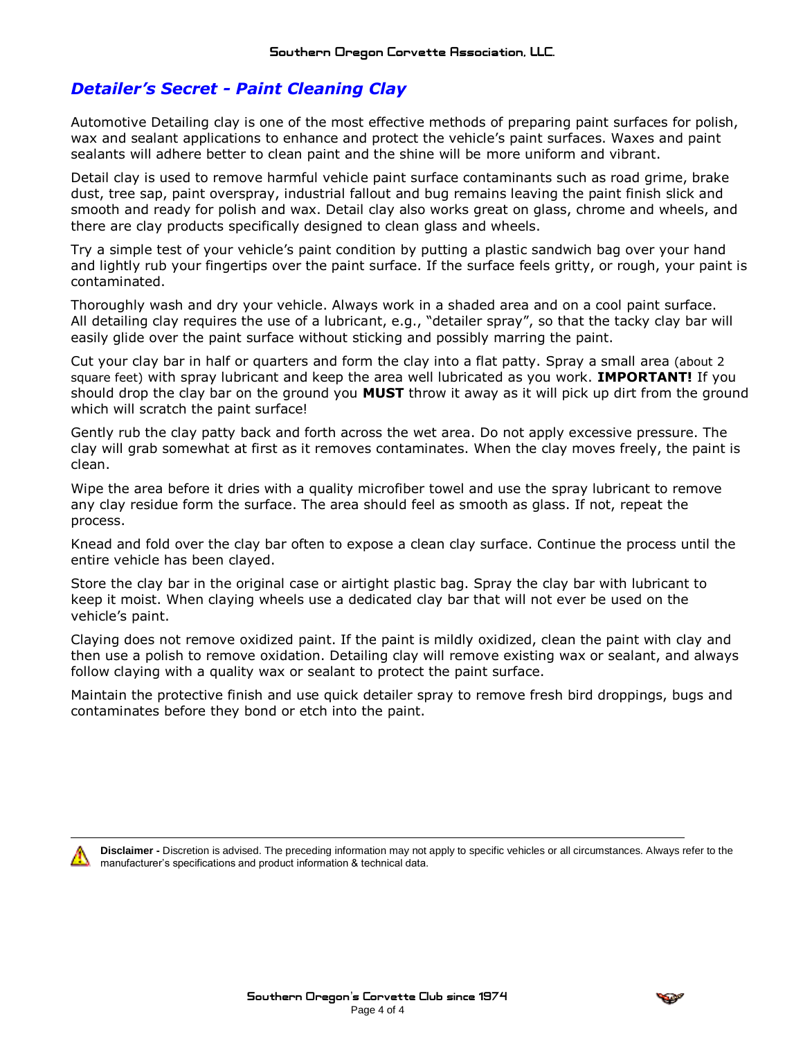## *Detailer's Secret - Paint Cleaning Clay*

Automotive Detailing clay is one of the most effective methods of preparing paint surfaces for polish, wax and sealant applications to enhance and protect the vehicle's paint surfaces. Waxes and paint sealants will adhere better to clean paint and the shine will be more uniform and vibrant.

Detail clay is used to remove harmful vehicle paint surface contaminants such as road grime, brake dust, tree sap, paint overspray, industrial fallout and bug remains leaving the paint finish slick and smooth and ready for polish and wax. Detail clay also works great on glass, chrome and wheels, and there are clay products specifically designed to clean glass and wheels.

Try a simple test of your vehicle's paint condition by putting a plastic sandwich bag over your hand and lightly rub your fingertips over the paint surface. If the surface feels gritty, or rough, your paint is contaminated.

Thoroughly wash and dry your vehicle. Always work in a shaded area and on a cool paint surface. All detailing clay requires the use of a lubricant, e.g., "detailer spray", so that the tacky clay bar will easily glide over the paint surface without sticking and possibly marring the paint.

Cut your clay bar in half or quarters and form the clay into a flat patty. Spray a small area (about 2 square feet) with spray lubricant and keep the area well lubricated as you work. **IMPORTANT!** If you should drop the clay bar on the ground you **MUST** throw it away as it will pick up dirt from the ground which will scratch the paint surface!

Gently rub the clay patty back and forth across the wet area. Do not apply excessive pressure. The clay will grab somewhat at first as it removes contaminates. When the clay moves freely, the paint is clean.

Wipe the area before it dries with a quality microfiber towel and use the spray lubricant to remove any clay residue form the surface. The area should feel as smooth as glass. If not, repeat the process.

Knead and fold over the clay bar often to expose a clean clay surface. Continue the process until the entire vehicle has been clayed.

Store the clay bar in the original case or airtight plastic bag. Spray the clay bar with lubricant to keep it moist. When claying wheels use a dedicated clay bar that will not ever be used on the vehicle's paint.

Claying does not remove oxidized paint. If the paint is mildly oxidized, clean the paint with clay and then use a polish to remove oxidation. Detailing clay will remove existing wax or sealant, and always follow claying with a quality wax or sealant to protect the paint surface.

Maintain the protective finish and use quick detailer spray to remove fresh bird droppings, bugs and contaminates before they bond or etch into the paint.

---

**Disclaimer -** Discretion is advised. The preceding information may not apply to specific vehicles or all circumstances. Always refer to the manufacturer's specifications and product information & technical data.